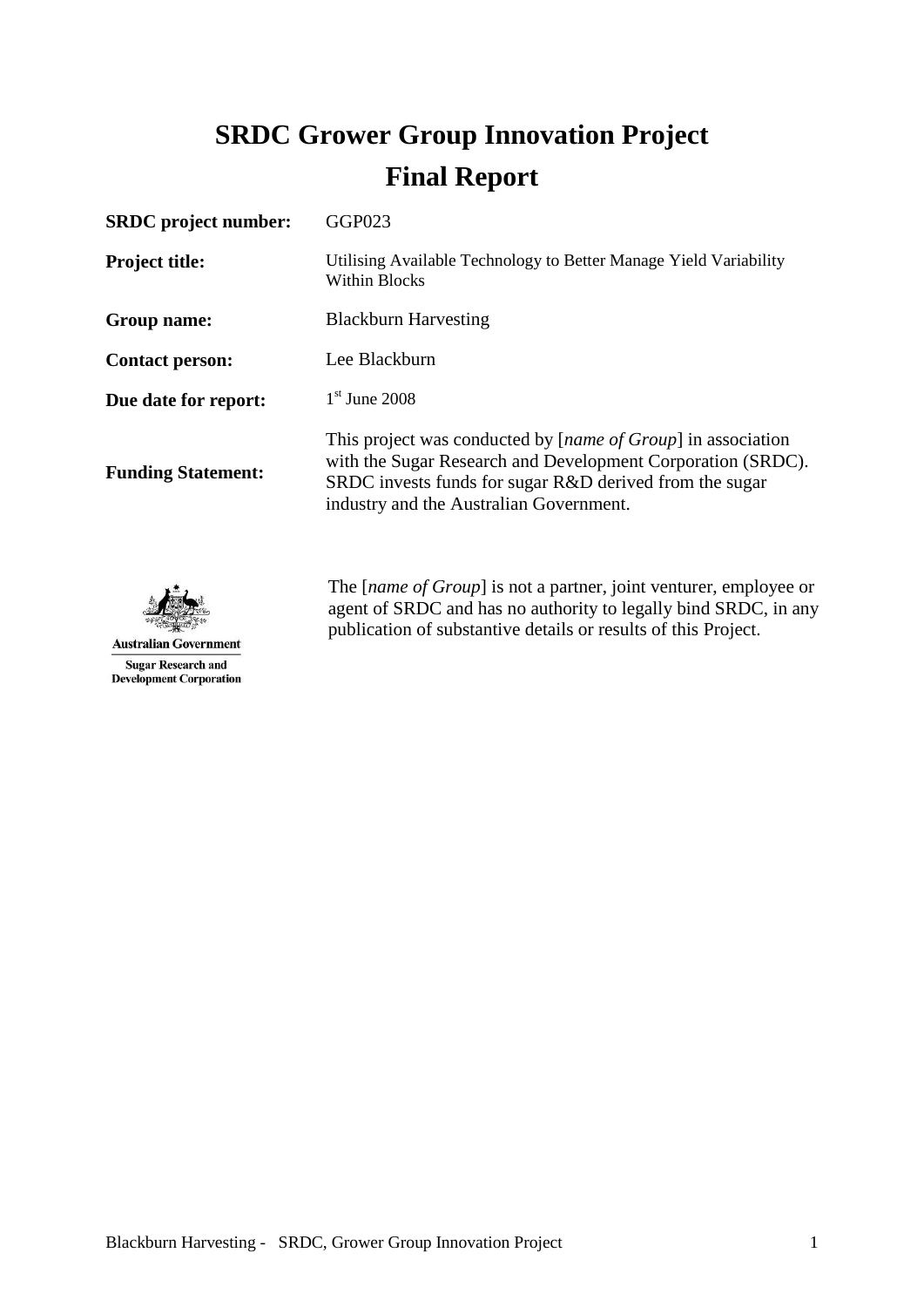# SRDC Grower Group Innovation Project
# Final Report

| | |
|---|---|
| **SRDC project number:** | GGP023 |
| **Project title:** | Utilising Available Technology to Better Manage Yield Variability Within Blocks |
| **Group name:** | Blackburn Harvesting |
| **Contact person:** | Lee Blackburn |
| **Due date for report:** | 1st June 2008 |
| **Funding Statement:** | This project was conducted by [*name of Group*] in association with the Sugar Research and Development Corporation (SRDC). SRDC invests funds for sugar R&D derived from the sugar industry and the Australian Government. |

Australian Government
Sugar Research and Development Corporation

The [*name of Group*] is not a partner, joint venturer, employee or agent of SRDC and has no authority to legally bind SRDC, in any publication of substantive details or results of this Project.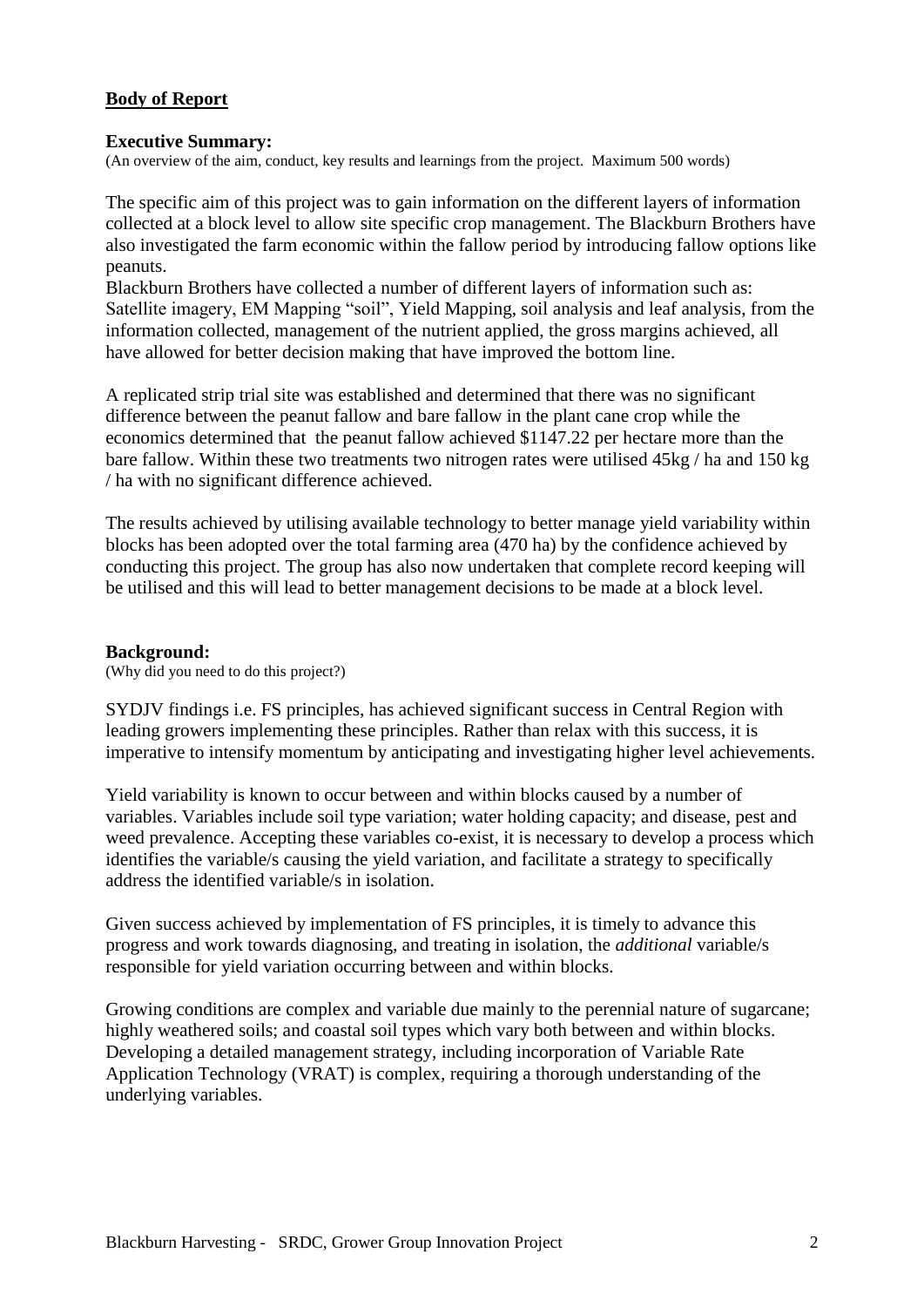## **Body of Report**

### **Executive Summary:**

(An overview of the aim, conduct, key results and learnings from the project. Maximum 500 words)

The specific aim of this project was to gain information on the different layers of information collected at a block level to allow site specific crop management. The Blackburn Brothers have also investigated the farm economic within the fallow period by introducing fallow options like peanuts.

Blackburn Brothers have collected a number of different layers of information such as: Satellite imagery, EM Mapping "soil", Yield Mapping, soil analysis and leaf analysis, from the information collected, management of the nutrient applied, the gross margins achieved, all have allowed for better decision making that have improved the bottom line.

A replicated strip trial site was established and determined that there was no significant difference between the peanut fallow and bare fallow in the plant cane crop while the economics determined that the peanut fallow achieved $1147.22 per hectare more than the bare fallow. Within these two treatments two nitrogen rates were utilised 45kg / ha and 150 kg / ha with no significant difference achieved.

The results achieved by utilising available technology to better manage yield variability within blocks has been adopted over the total farming area (470 ha) by the confidence achieved by conducting this project. The group has also now undertaken that complete record keeping will be utilised and this will lead to better management decisions to be made at a block level.

### **Background:**

(Why did you need to do this project?)

SYDJV findings i.e. FS principles, has achieved significant success in Central Region with leading growers implementing these principles. Rather than relax with this success, it is imperative to intensify momentum by anticipating and investigating higher level achievements.

Yield variability is known to occur between and within blocks caused by a number of variables. Variables include soil type variation; water holding capacity; and disease, pest and weed prevalence. Accepting these variables co-exist, it is necessary to develop a process which identifies the variable/s causing the yield variation, and facilitate a strategy to specifically address the identified variable/s in isolation.

Given success achieved by implementation of FS principles, it is timely to advance this progress and work towards diagnosing, and treating in isolation, the *additional* variable/s responsible for yield variation occurring between and within blocks.

Growing conditions are complex and variable due mainly to the perennial nature of sugarcane; highly weathered soils; and coastal soil types which vary both between and within blocks. Developing a detailed management strategy, including incorporation of Variable Rate Application Technology (VRAT) is complex, requiring a thorough understanding of the underlying variables.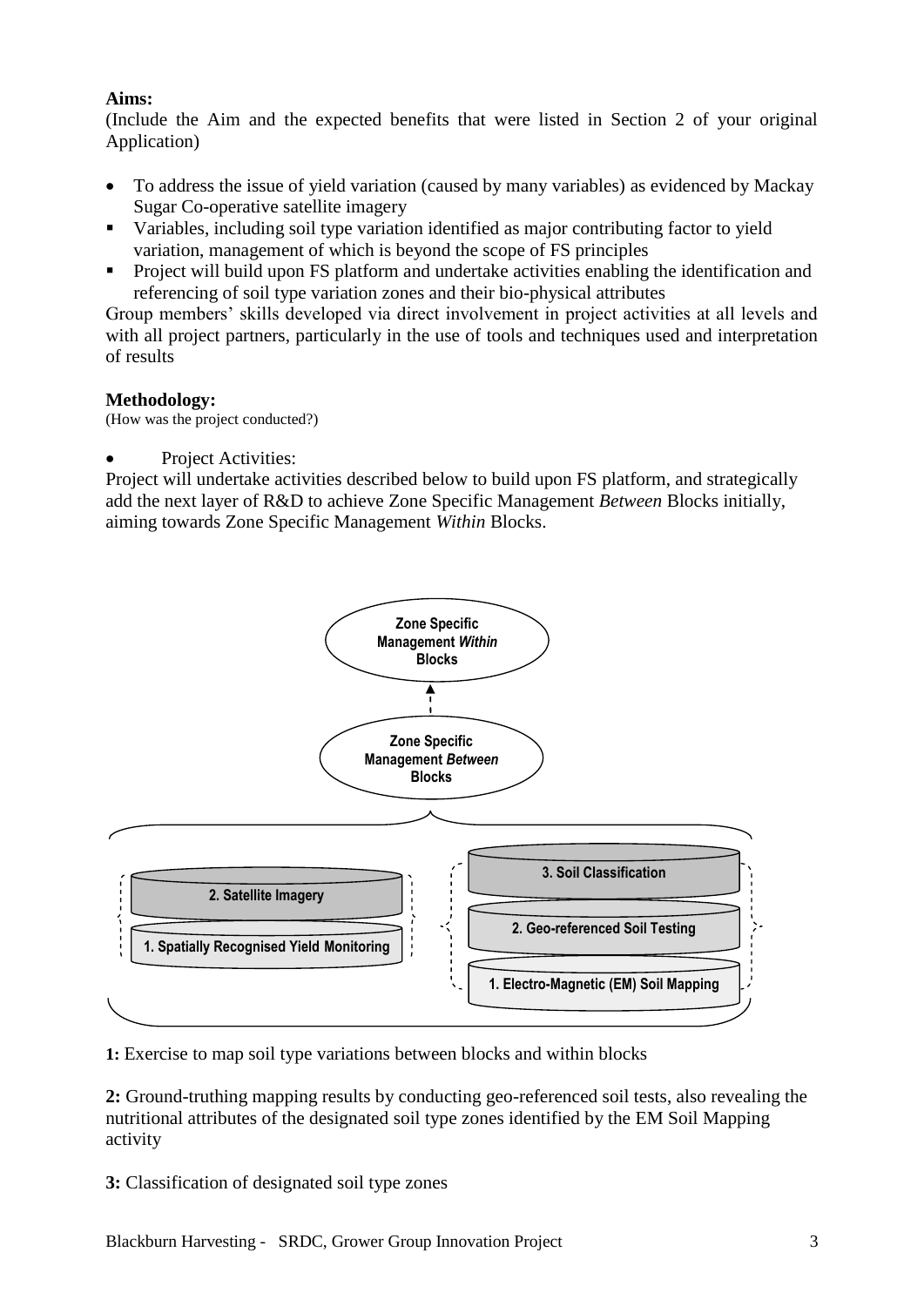**Aims:**

(Include the Aim and the expected benefits that were listed in Section 2 of your original Application)

- To address the issue of yield variation (caused by many variables) as evidenced by Mackay Sugar Co-operative satellite imagery
- Variables, including soil type variation identified as major contributing factor to yield variation, management of which is beyond the scope of FS principles
- Project will build upon FS platform and undertake activities enabling the identification and referencing of soil type variation zones and their bio-physical attributes

Group members' skills developed via direct involvement in project activities at all levels and with all project partners, particularly in the use of tools and techniques used and interpretation of results

**Methodology:**

(How was the project conducted?)

- Project Activities:

Project will undertake activities described below to build upon FS platform, and strategically add the next layer of R&D to achieve Zone Specific Management *Between* Blocks initially, aiming towards Zone Specific Management *Within* Blocks.

Zone Specific Management *Within* Blocks

Zone Specific Management *Between* Blocks

2. Satellite Imagery

1. Spatially Recognised Yield Monitoring

3. Soil Classification

2. Geo-referenced Soil Testing

1. Electro-Magnetic (EM) Soil Mapping

**1:** Exercise to map soil type variations between blocks and within blocks

**2:** Ground-truthing mapping results by conducting geo-referenced soil tests, also revealing the nutritional attributes of the designated soil type zones identified by the EM Soil Mapping activity

**3:** Classification of designated soil type zones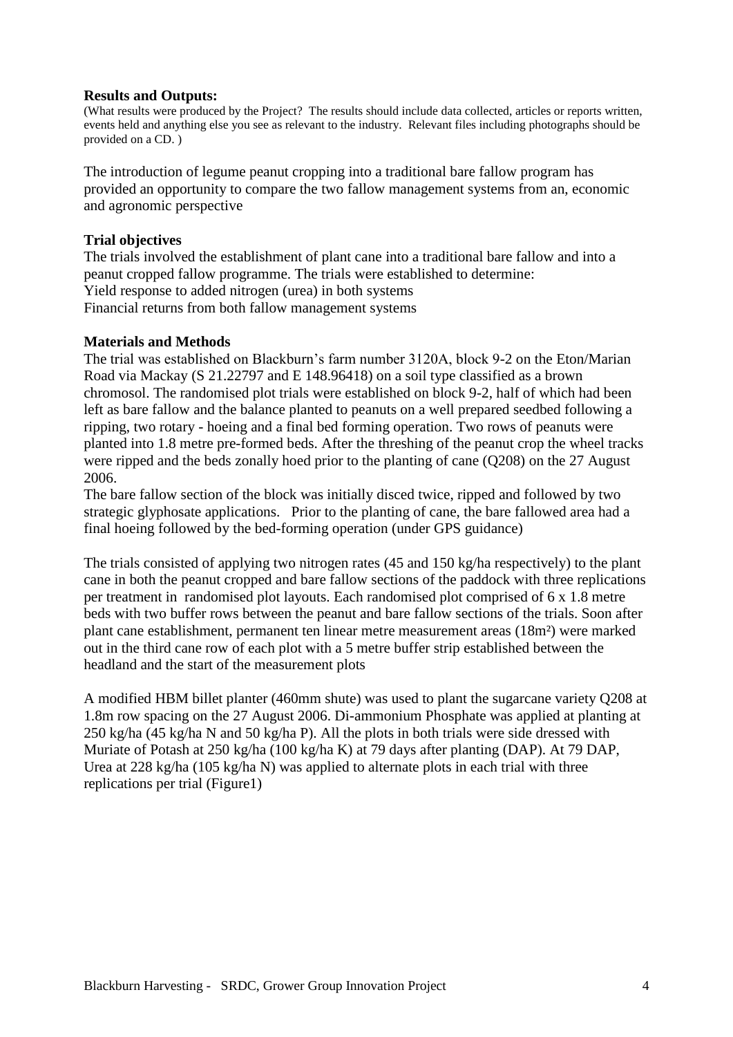**Results and Outputs:**

(What results were produced by the Project? The results should include data collected, articles or reports written, events held and anything else you see as relevant to the industry. Relevant files including photographs should be provided on a CD. )

The introduction of legume peanut cropping into a traditional bare fallow program has provided an opportunity to compare the two fallow management systems from an, economic and agronomic perspective

**Trial objectives**

The trials involved the establishment of plant cane into a traditional bare fallow and into a peanut cropped fallow programme. The trials were established to determine:
Yield response to added nitrogen (urea) in both systems
Financial returns from both fallow management systems

**Materials and Methods**

The trial was established on Blackburn's farm number 3120A, block 9-2 on the Eton/Marian Road via Mackay (S 21.22797 and E 148.96418) on a soil type classified as a brown chromosol. The randomised plot trials were established on block 9-2, half of which had been left as bare fallow and the balance planted to peanuts on a well prepared seedbed following a ripping, two rotary - hoeing and a final bed forming operation. Two rows of peanuts were planted into 1.8 metre pre-formed beds. After the threshing of the peanut crop the wheel tracks were ripped and the beds zonally hoed prior to the planting of cane (Q208) on the 27 August 2006.
The bare fallow section of the block was initially disced twice, ripped and followed by two strategic glyphosate applications. Prior to the planting of cane, the bare fallowed area had a final hoeing followed by the bed-forming operation (under GPS guidance)

The trials consisted of applying two nitrogen rates (45 and 150 kg/ha respectively) to the plant cane in both the peanut cropped and bare fallow sections of the paddock with three replications per treatment in randomised plot layouts. Each randomised plot comprised of 6 x 1.8 metre beds with two buffer rows between the peanut and bare fallow sections of the trials. Soon after plant cane establishment, permanent ten linear metre measurement areas (18m²) were marked out in the third cane row of each plot with a 5 metre buffer strip established between the headland and the start of the measurement plots

A modified HBM billet planter (460mm shute) was used to plant the sugarcane variety Q208 at 1.8m row spacing on the 27 August 2006. Di-ammonium Phosphate was applied at planting at 250 kg/ha (45 kg/ha N and 50 kg/ha P). All the plots in both trials were side dressed with Muriate of Potash at 250 kg/ha (100 kg/ha K) at 79 days after planting (DAP). At 79 DAP, Urea at 228 kg/ha (105 kg/ha N) was applied to alternate plots in each trial with three replications per trial (Figure1)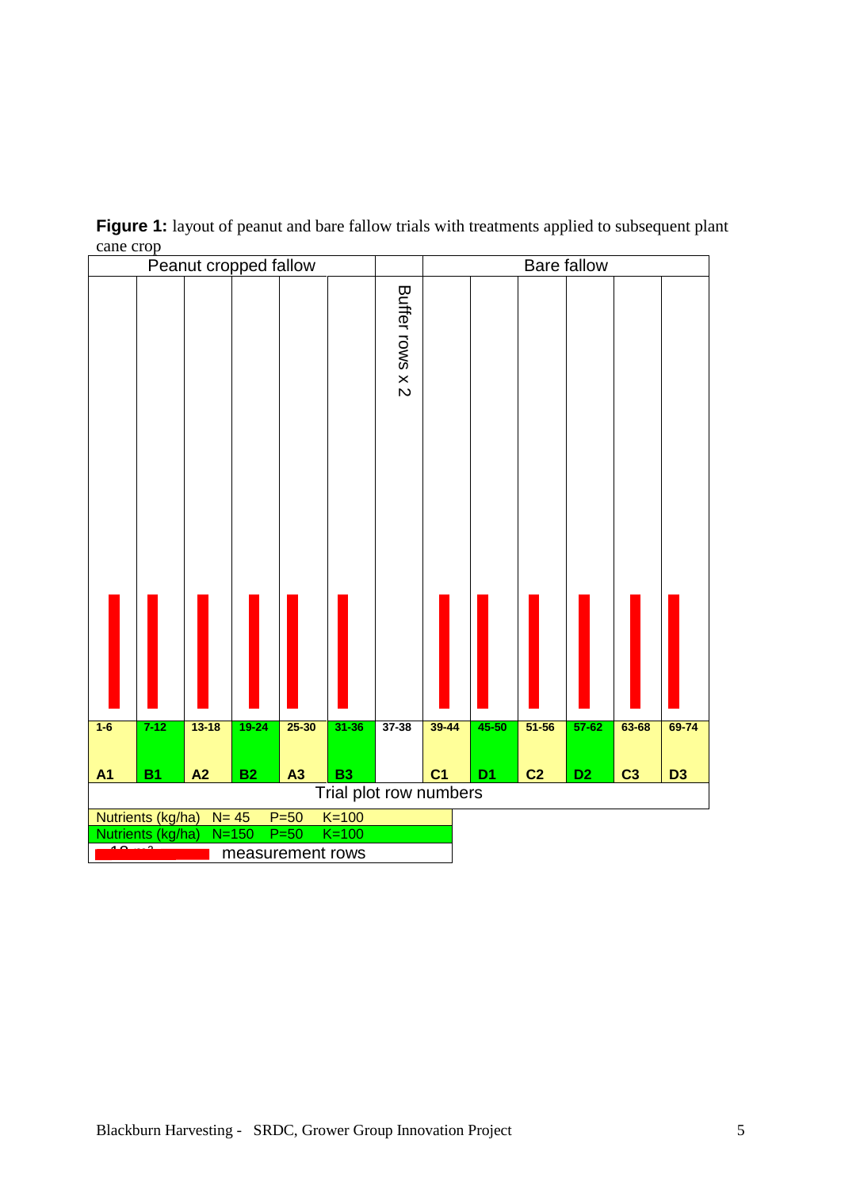**Figure 1:** layout of peanut and bare fallow trials with treatments applied to subsequent plant cane crop

| Peanut cropped fallow | | | | | | | Bare fallow | | | | | |
|---|---|---|---|---|---|---|---|---|---|---|---|---|
| | | | | | | Buffer rows x 2 | | | | | | |
| 1-6 | 7-12 | 13-18 | 19-24 | 25-30 | 31-36 | 37-38 | 39-44 | 45-50 | 51-56 | 57-62 | 63-68 | 69-74 |
| A1 | B1 | A2 | B2 | A3 | B3 | | C1 | D1 | C2 | D2 | C3 | D3 |
| Trial plot row numbers | | | | | | | | | | | | |

Nutrients (kg/ha) N= 45 P=50 K=100

Nutrients (kg/ha) N=150 P=50 K=100

10 m² measurement rows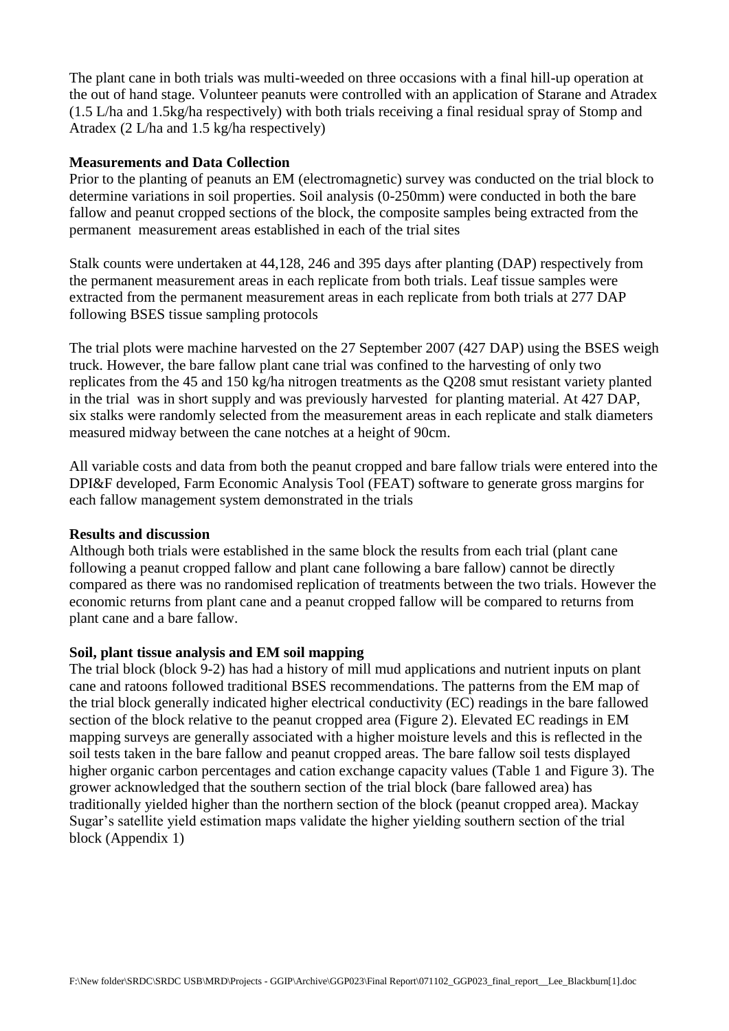The plant cane in both trials was multi-weeded on three occasions with a final hill-up operation at the out of hand stage. Volunteer peanuts were controlled with an application of Starane and Atradex (1.5 L/ha and 1.5kg/ha respectively) with both trials receiving a final residual spray of Stomp and Atradex (2 L/ha and 1.5 kg/ha respectively)

**Measurements and Data Collection**

Prior to the planting of peanuts an EM (electromagnetic) survey was conducted on the trial block to determine variations in soil properties. Soil analysis (0-250mm) were conducted in both the bare fallow and peanut cropped sections of the block, the composite samples being extracted from the permanent measurement areas established in each of the trial sites

Stalk counts were undertaken at 44,128, 246 and 395 days after planting (DAP) respectively from the permanent measurement areas in each replicate from both trials. Leaf tissue samples were extracted from the permanent measurement areas in each replicate from both trials at 277 DAP following BSES tissue sampling protocols

The trial plots were machine harvested on the 27 September 2007 (427 DAP) using the BSES weigh truck. However, the bare fallow plant cane trial was confined to the harvesting of only two replicates from the 45 and 150 kg/ha nitrogen treatments as the Q208 smut resistant variety planted in the trial was in short supply and was previously harvested for planting material. At 427 DAP, six stalks were randomly selected from the measurement areas in each replicate and stalk diameters measured midway between the cane notches at a height of 90cm.

All variable costs and data from both the peanut cropped and bare fallow trials were entered into the DPI&F developed, Farm Economic Analysis Tool (FEAT) software to generate gross margins for each fallow management system demonstrated in the trials

**Results and discussion**

Although both trials were established in the same block the results from each trial (plant cane following a peanut cropped fallow and plant cane following a bare fallow) cannot be directly compared as there was no randomised replication of treatments between the two trials. However the economic returns from plant cane and a peanut cropped fallow will be compared to returns from plant cane and a bare fallow.

**Soil, plant tissue analysis and EM soil mapping**

The trial block (block 9-2) has had a history of mill mud applications and nutrient inputs on plant cane and ratoons followed traditional BSES recommendations. The patterns from the EM map of the trial block generally indicated higher electrical conductivity (EC) readings in the bare fallowed section of the block relative to the peanut cropped area (Figure 2). Elevated EC readings in EM mapping surveys are generally associated with a higher moisture levels and this is reflected in the soil tests taken in the bare fallow and peanut cropped areas. The bare fallow soil tests displayed higher organic carbon percentages and cation exchange capacity values (Table 1 and Figure 3). The grower acknowledged that the southern section of the trial block (bare fallowed area) has traditionally yielded higher than the northern section of the block (peanut cropped area). Mackay Sugar's satellite yield estimation maps validate the higher yielding southern section of the trial block (Appendix 1)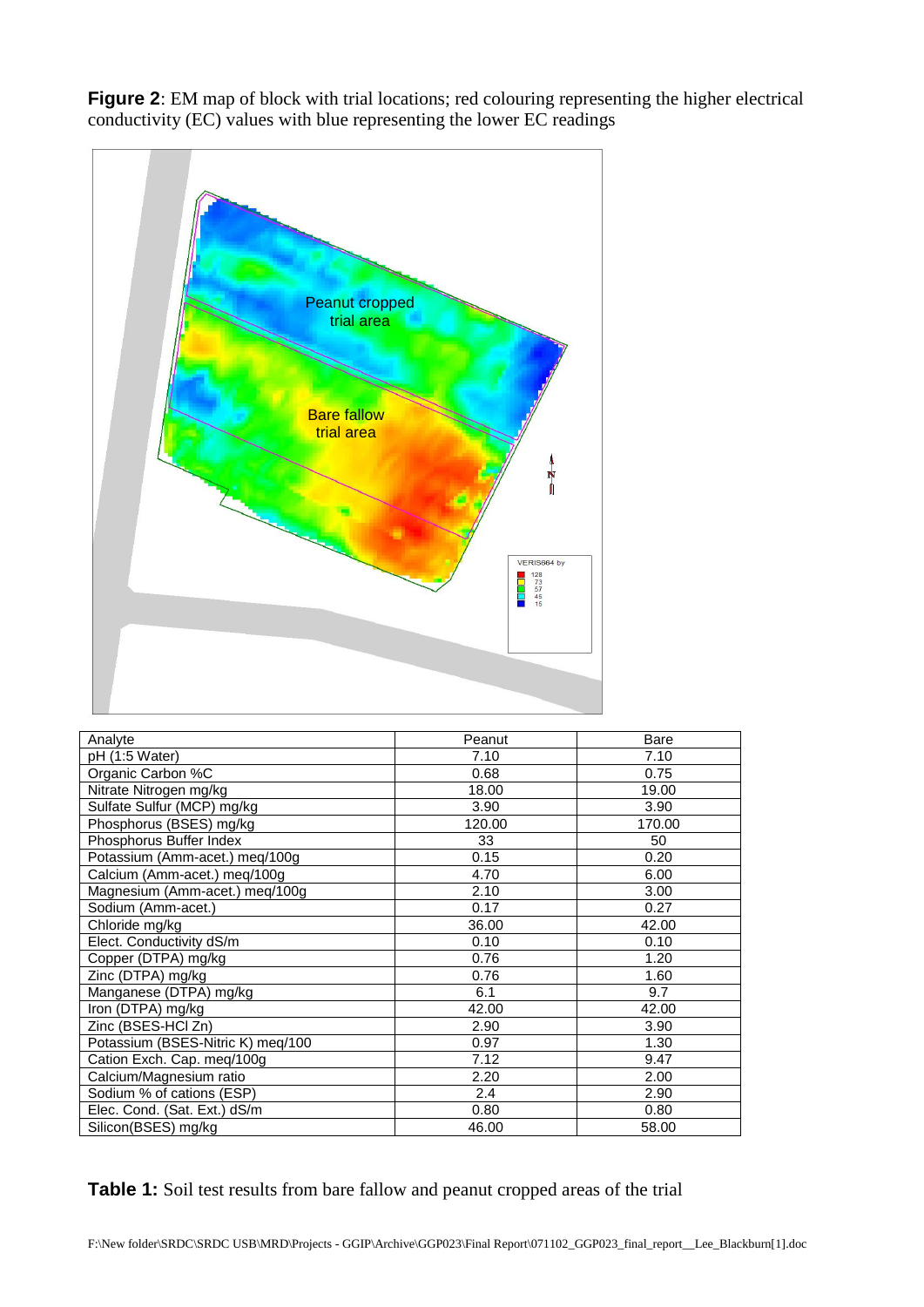**Figure 2**: EM map of block with trial locations; red colouring representing the higher electrical conductivity (EC) values with blue representing the lower EC readings

| Analyte | Peanut | Bare |
|---|---|---|
| pH (1:5 Water) | 7.10 | 7.10 |
| Organic Carbon %C | 0.68 | 0.75 |
| Nitrate Nitrogen mg/kg | 18.00 | 19.00 |
| Sulfate Sulfur (MCP) mg/kg | 3.90 | 3.90 |
| Phosphorus (BSES) mg/kg | 120.00 | 170.00 |
| Phosphorus Buffer Index | 33 | 50 |
| Potassium (Amm-acet.) meq/100g | 0.15 | 0.20 |
| Calcium (Amm-acet.) meq/100g | 4.70 | 6.00 |
| Magnesium (Amm-acet.) meq/100g | 2.10 | 3.00 |
| Sodium (Amm-acet.) | 0.17 | 0.27 |
| Chloride mg/kg | 36.00 | 42.00 |
| Elect. Conductivity dS/m | 0.10 | 0.10 |
| Copper (DTPA) mg/kg | 0.76 | 1.20 |
| Zinc (DTPA) mg/kg | 0.76 | 1.60 |
| Manganese (DTPA) mg/kg | 6.1 | 9.7 |
| Iron (DTPA) mg/kg | 42.00 | 42.00 |
| Zinc (BSES-HCl Zn) | 2.90 | 3.90 |
| Potassium (BSES-Nitric K) meq/100 | 0.97 | 1.30 |
| Cation Exch. Cap. meq/100g | 7.12 | 9.47 |
| Calcium/Magnesium ratio | 2.20 | 2.00 |
| Sodium % of cations (ESP) | 2.4 | 2.90 |
| Elec. Cond. (Sat. Ext.) dS/m | 0.80 | 0.80 |
| Silicon(BSES) mg/kg | 46.00 | 58.00 |

**Table 1:** Soil test results from bare fallow and peanut cropped areas of the trial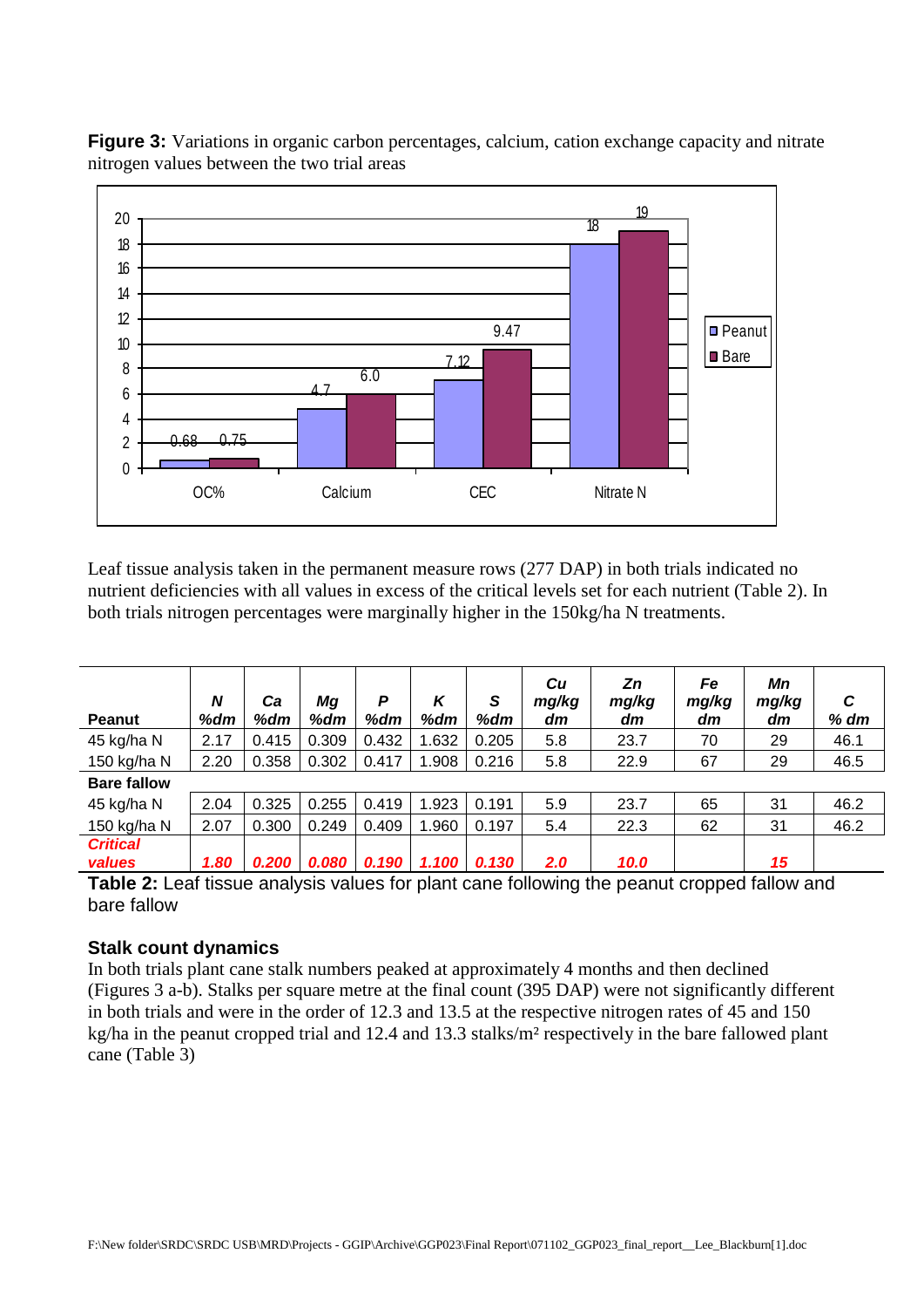**Figure 3:** Variations in organic carbon percentages, calcium, cation exchange capacity and nitrate nitrogen values between the two trial areas

Leaf tissue analysis taken in the permanent measure rows (277 DAP) in both trials indicated no nutrient deficiencies with all values in excess of the critical levels set for each nutrient (Table 2). In both trials nitrogen percentages were marginally higher in the 150kg/ha N treatments.

| **Peanut** | ***N %dm*** | ***Ca %dm*** | ***Mg %dm*** | ***P %dm*** | ***K %dm*** | ***S %dm*** | ***Cu mg/kg dm*** | ***Zn mg/kg dm*** | ***Fe mg/kg dm*** | ***Mn mg/kg dm*** | ***C % dm*** |
|---|---|---|---|---|---|---|---|---|---|---|---|
| 45 kg/ha N | 2.17 | 0.415 | 0.309 | 0.432 | 1.632 | 0.205 | 5.8 | 23.7 | 70 | 29 | 46.1 |
| 150 kg/ha N | 2.20 | 0.358 | 0.302 | 0.417 | 1.908 | 0.216 | 5.8 | 22.9 | 67 | 29 | 46.5 |
| **Bare fallow** | | | | | | | | | | | |
| 45 kg/ha N | 2.04 | 0.325 | 0.255 | 0.419 | 1.923 | 0.191 | 5.9 | 23.7 | 65 | 31 | 46.2 |
| 150 kg/ha N | 2.07 | 0.300 | 0.249 | 0.409 | 1.960 | 0.197 | 5.4 | 22.3 | 62 | 31 | 46.2 |
| ***Critical values*** | ***1.80*** | ***0.200*** | ***0.080*** | ***0.190*** | ***1.100*** | ***0.130*** | ***2.0*** | ***10.0*** | | ***15*** | |

**Table 2:** Leaf tissue analysis values for plant cane following the peanut cropped fallow and bare fallow

### Stalk count dynamics

In both trials plant cane stalk numbers peaked at approximately 4 months and then declined (Figures 3 a-b). Stalks per square metre at the final count (395 DAP) were not significantly different in both trials and were in the order of 12.3 and 13.5 at the respective nitrogen rates of 45 and 150 kg/ha in the peanut cropped trial and 12.4 and 13.3 stalks/m² respectively in the bare fallowed plant cane (Table 3)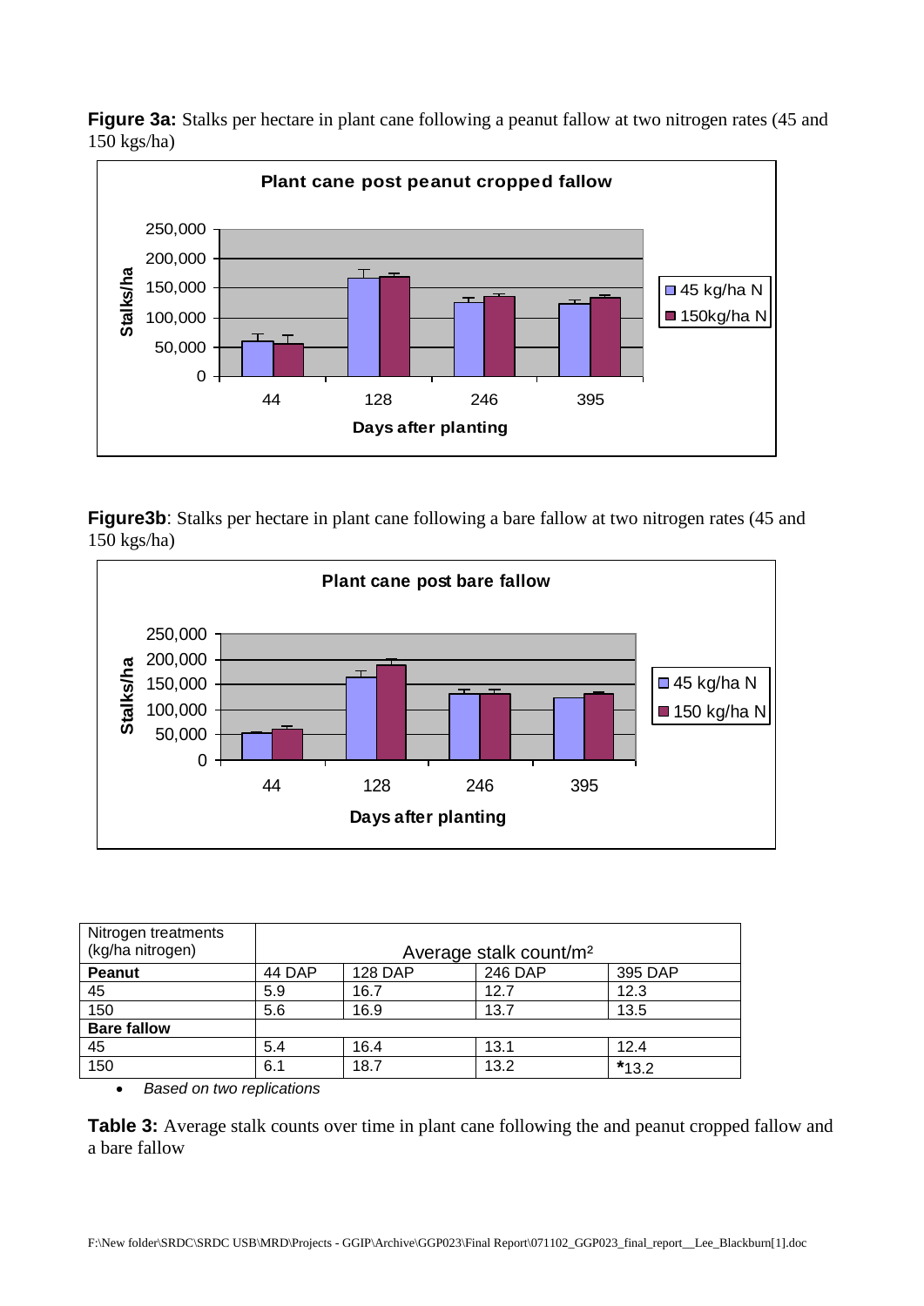**Figure 3a:** Stalks per hectare in plant cane following a peanut fallow at two nitrogen rates (45 and 150 kgs/ha)

**Figure3b**: Stalks per hectare in plant cane following a bare fallow at two nitrogen rates (45 and 150 kgs/ha)

| Nitrogen treatments (kg/ha nitrogen) | Average stalk count/m² | | | |
|---|---|---|---|---|
| **Peanut** | 44 DAP | 128 DAP | 246 DAP | 395 DAP |
| 45 | 5.9 | 16.7 | 12.7 | 12.3 |
| 150 | 5.6 | 16.9 | 13.7 | 13.5 |
| **Bare fallow** | | | | |
| 45 | 5.4 | 16.4 | 13.1 | 12.4 |
| 150 | 6.1 | 18.7 | 13.2 | *13.2 |

- *Based on two replications*

**Table 3:** Average stalk counts over time in plant cane following the and peanut cropped fallow and a bare fallow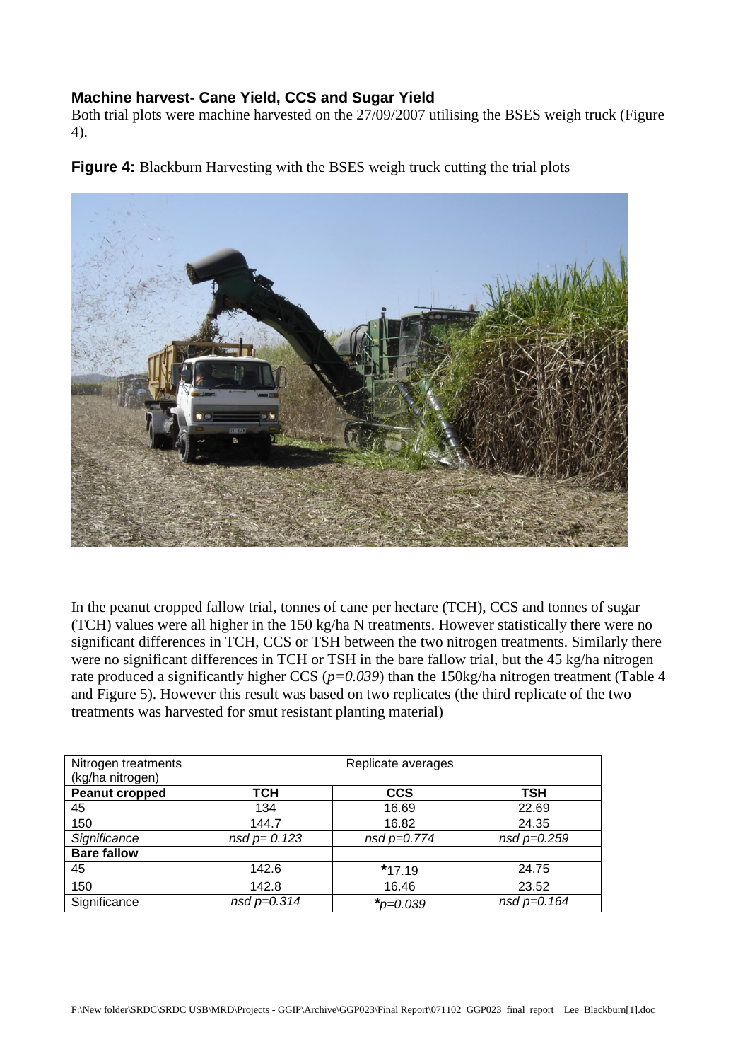## Machine harvest- Cane Yield, CCS and Sugar Yield

Both trial plots were machine harvested on the 27/09/2007 utilising the BSES weigh truck (Figure 4).

**Figure 4:** Blackburn Harvesting with the BSES weigh truck cutting the trial plots

In the peanut cropped fallow trial, tonnes of cane per hectare (TCH), CCS and tonnes of sugar (TCH) values were all higher in the 150 kg/ha N treatments. However statistically there were no significant differences in TCH, CCS or TSH between the two nitrogen treatments. Similarly there were no significant differences in TCH or TSH in the bare fallow trial, but the 45 kg/ha nitrogen rate produced a significantly higher CCS (*p=0.039*) than the 150kg/ha nitrogen treatment (Table 4 and Figure 5). However this result was based on two replicates (the third replicate of the two treatments was harvested for smut resistant planting material)

| Nitrogen treatments (kg/ha nitrogen) | Replicate averages | | |
|---|---|---|---|
| **Peanut cropped** | **TCH** | **CCS** | **TSH** |
| 45 | 134 | 16.69 | 22.69 |
| 150 | 144.7 | 16.82 | 24.35 |
| *Significance* | *nsd p= 0.123* | *nsd p=0.774* | *nsd p=0.259* |
| **Bare fallow** | | | |
| 45 | 142.6 | **\***17.19 | 24.75 |
| 150 | 142.8 | 16.46 | 23.52 |
| Significance | *nsd p=0.314* | **\****p=0.039* | *nsd p=0.164* |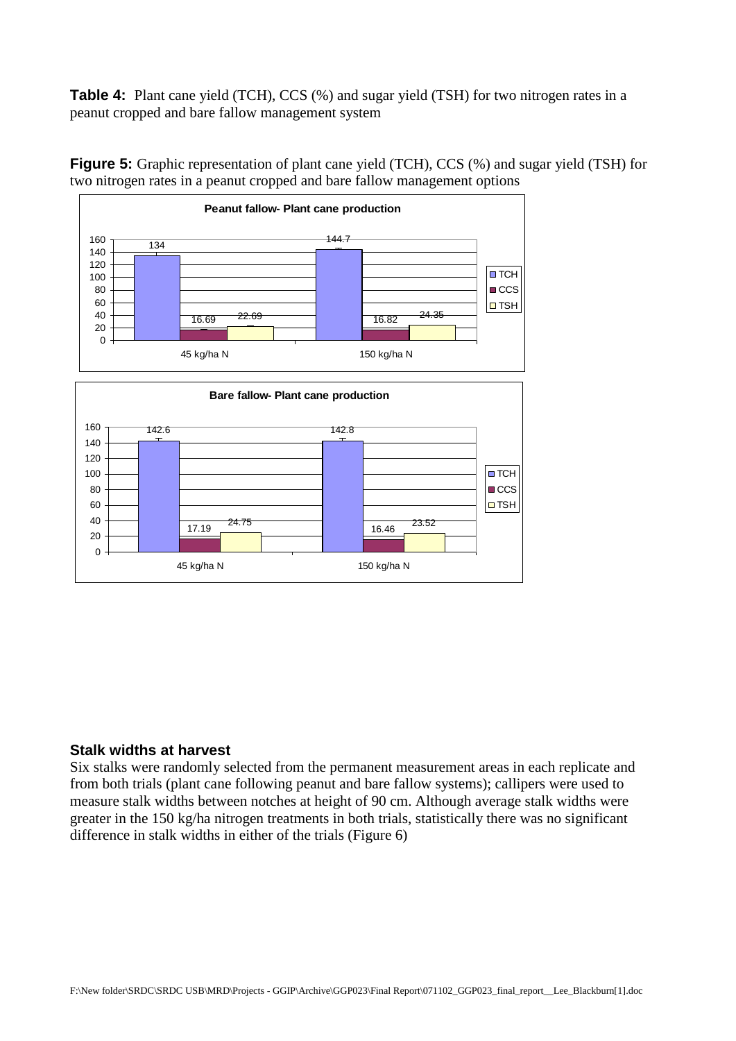**Table 4:** Plant cane yield (TCH), CCS (%) and sugar yield (TSH) for two nitrogen rates in a peanut cropped and bare fallow management system

**Figure 5:** Graphic representation of plant cane yield (TCH), CCS (%) and sugar yield (TSH) for two nitrogen rates in a peanut cropped and bare fallow management options

**Peanut fallow- Plant cane production**

| | TCH | CCS | TSH |
|---|---|---|---|
| 45 kg/ha N | 134 | 16.69 | 22.69 |
| 150 kg/ha N | 144.7 | 16.82 | 24.35 |

**Bare fallow- Plant cane production**

| | TCH | CCS | TSH |
|---|---|---|---|
| 45 kg/ha N | 142.6 | 17.19 | 24.75 |
| 150 kg/ha N | 142.8 | 16.46 | 23.52 |

### Stalk widths at harvest

Six stalks were randomly selected from the permanent measurement areas in each replicate and from both trials (plant cane following peanut and bare fallow systems); callipers were used to measure stalk widths between notches at height of 90 cm. Although average stalk widths were greater in the 150 kg/ha nitrogen treatments in both trials, statistically there was no significant difference in stalk widths in either of the trials (Figure 6)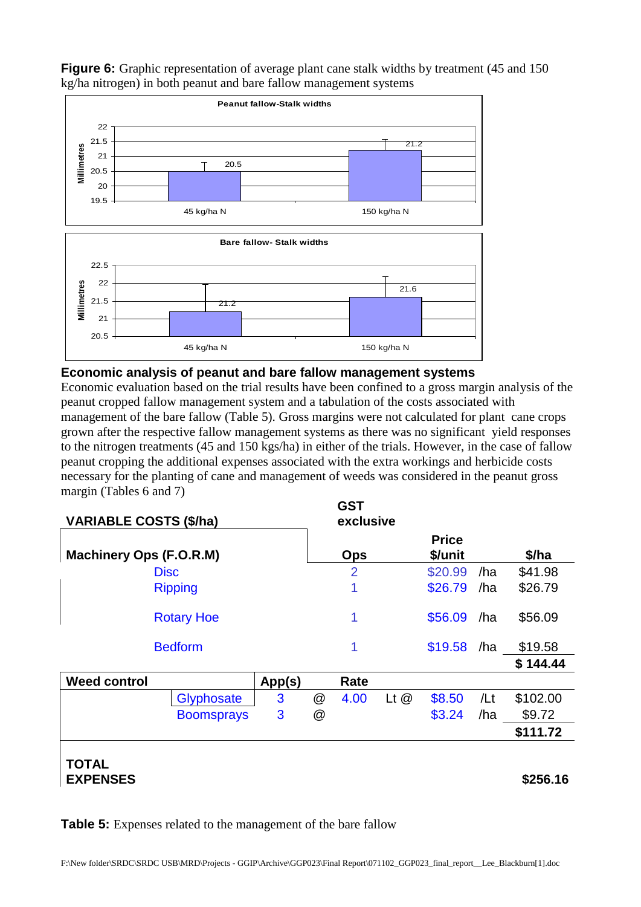**Figure 6:** Graphic representation of average plant cane stalk widths by treatment (45 and 150 kg/ha nitrogen) in both peanut and bare fallow management systems

**Peanut fallow-Stalk widths**

| Treatment | Millimetres |
|---|---|
| 45 kg/ha N | 20.5 |
| 150 kg/ha N | 21.2 |

**Bare fallow- Stalk widths**

| Treatment | Millimetres |
|---|---|
| 45 kg/ha N | 21.2 |
| 150 kg/ha N | 21.6 |

## Economic analysis of peanut and bare fallow management systems

Economic evaluation based on the trial results have been confined to a gross margin analysis of the peanut cropped fallow management system and a tabulation of the costs associated with management of the bare fallow (Table 5). Gross margins were not calculated for plant cane crops grown after the respective fallow management systems as there was no significant yield responses to the nitrogen treatments (45 and 150 kgs/ha) in either of the trials. However, in the case of fallow peanut cropping the additional expenses associated with the extra workings and herbicide costs necessary for the planting of cane and management of weeds was considered in the peanut gross margin (Tables 6 and 7)

**VARIABLE COSTS ($/ha)** — GST exclusive

| Machinery Ops (F.O.R.M) | | Ops | | | Price $/unit | | $/ha |
|---|---|---|---|---|---|---|---|
| Disc | | 2 | | | $20.99 | /ha | $41.98 |
| Ripping | | 1 | | | $26.79 | /ha | $26.79 |
| Rotary Hoe | | 1 | | | $56.09 | /ha | $56.09 |
| Bedform | | 1 | | | $19.58 | /ha | $19.58 |
| | | | | | | | **$ 144.44** |
| **Weed control** | **App(s)** | | **Rate** | | | | |
| Glyphosate | 3 | @ | 4.00 | Lt @ | $8.50 | /Lt | $102.00 |
| Boomsprays | 3 | @ | | | $3.24 | /ha | $9.72 |
| | | | | | | | **$111.72** |
| **TOTAL EXPENSES** | | | | | | | **$256.16** |

**Table 5:** Expenses related to the management of the bare fallow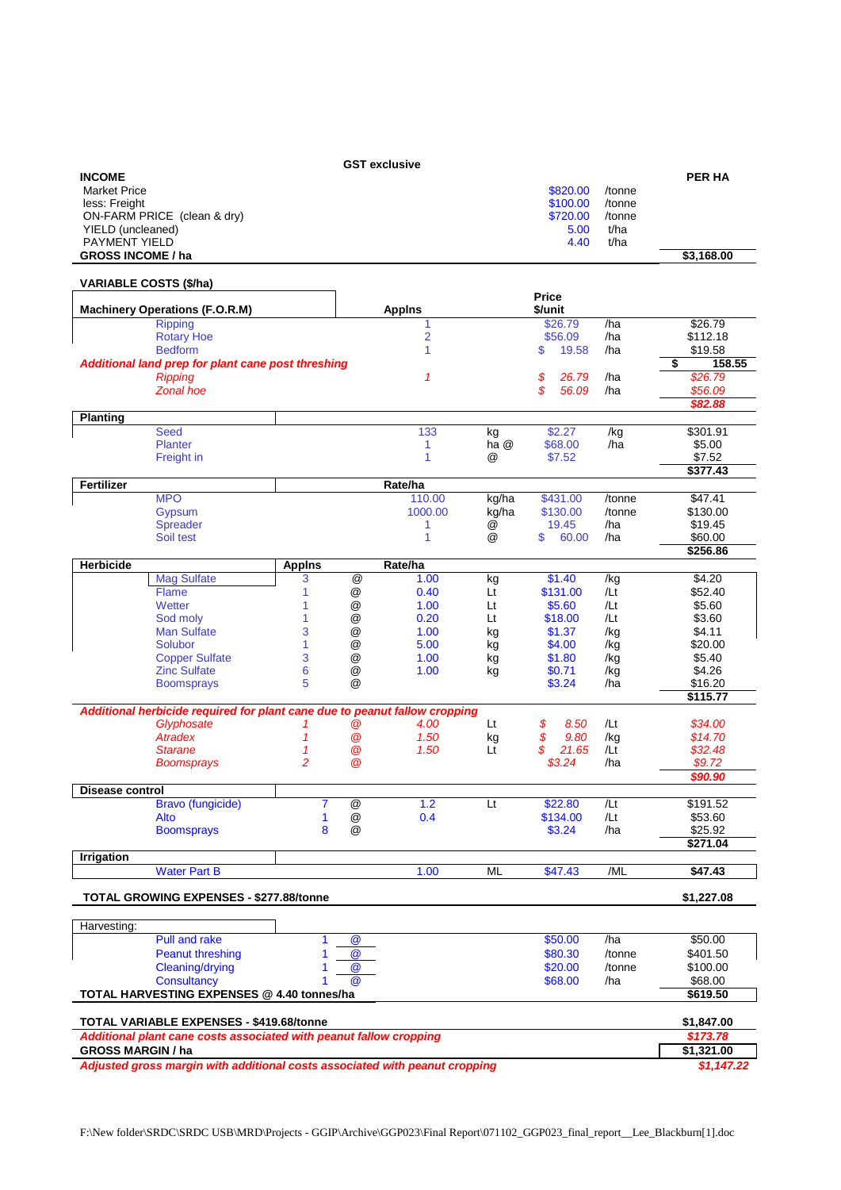GST exclusive

| INCOME | | | | | | | PER HA |
|---|---|---|---|---|---|---|---|
| Market Price | | | | | $820.00 | /tonne | |
| less: Freight | | | | | $100.00 | /tonne | |
| ON-FARM PRICE (clean & dry) | | | | | $720.00 | /tonne | |
| YIELD (uncleaned) | | | | | 5.00 | t/ha | |
| PAYMENT YIELD | | | | | 4.40 | t/ha | |
| **GROSS INCOME / ha** | | | | | | | **$3,168.00** |

**VARIABLE COSTS ($/ha)**

| Machinery Operations (F.O.R.M) | Applns | | Rate/ha | | Price $/unit | | |
|---|---|---|---|---|---|---|---|
| Ripping | | | 1 | | $26.79 | /ha | $26.79 |
| Rotary Hoe | | | 2 | | $56.09 | /ha | $112.18 |
| Bedform | | | 1 | | $ 19.58 | /ha | $19.58 |
| | | | | | | | **$ 158.55** |
| *Additional land prep for plant cane post threshing* | | | | | | | |
| *Ripping* | | | *1* | | *$ 26.79* | /ha | *$26.79* |
| *Zonal hoe* | | | | | *$ 56.09* | /ha | *$56.09* |
| | | | | | | | ***$82.88*** |
| **Planting** | | | | | | | |
| Seed | | | 133 | kg | $2.27 | /kg | $301.91 |
| Planter | | | 1 | ha @ | $68.00 | /ha | $5.00 |
| Freight in | | | 1 | @ | $7.52 | | $7.52 |
| | | | | | | | **$377.43** |
| **Fertilizer** | | | **Rate/ha** | | | | |
| MPO | | | 110.00 | kg/ha | $431.00 | /tonne | $47.41 |
| Gypsum | | | 1000.00 | kg/ha | $130.00 | /tonne | $130.00 |
| Spreader | | | 1 | @ | 19.45 | /ha | $19.45 |
| Soil test | | | 1 | @ | $ 60.00 | /ha | $60.00 |
| | | | | | | | **$256.86** |
| **Herbicide** | **Applns** | | **Rate/ha** | | | | |
| Mag Sulfate | 3 | @ | 1.00 | kg | $1.40 | /kg | $4.20 |
| Flame | 1 | @ | 0.40 | Lt | $131.00 | /Lt | $52.40 |
| Wetter | 1 | @ | 1.00 | Lt | $5.60 | /Lt | $5.60 |
| Sod moly | 1 | @ | 0.20 | Lt | $18.00 | /Lt | $3.60 |
| Man Sulfate | 3 | @ | 1.00 | kg | $1.37 | /kg | $4.11 |
| Solubor | 1 | @ | 5.00 | kg | $4.00 | /kg | $20.00 |
| Copper Sulfate | 3 | @ | 1.00 | kg | $1.80 | /kg | $5.40 |
| Zinc Sulfate | 6 | @ | 1.00 | kg | $0.71 | /kg | $4.26 |
| Boomsprays | 5 | @ | | | $3.24 | /ha | $16.20 |
| | | | | | | | **$115.77** |
| *Additional herbicide required for plant cane due to peanut fallow cropping* | | | | | | | |
| *Glyphosate* | *1* | *@* | *4.00* | Lt | *$ 8.50* | /Lt | *$34.00* |
| *Atradex* | *1* | *@* | *1.50* | kg | *$ 9.80* | /kg | *$14.70* |
| *Starane* | *1* | *@* | *1.50* | Lt | *$ 21.65* | /Lt | *$32.48* |
| *Boomsprays* | *2* | *@* | | | *$3.24* | /ha | *$9.72* |
| | | | | | | | ***$90.90*** |
| **Disease control** | | | | | | | |
| Bravo (fungicide) | 7 | @ | 1.2 | Lt | $22.80 | /Lt | $191.52 |
| Alto | 1 | @ | 0.4 | | $134.00 | /Lt | $53.60 |
| Boomsprays | 8 | @ | | | $3.24 | /ha | $25.92 |
| | | | | | | | **$271.04** |
| **Irrigation** | | | | | | | |
| Water Part B | | | 1.00 | ML | $47.43 | /ML | **$47.43** |
| **TOTAL GROWING EXPENSES - $277.88/tonne** | | | | | | | **$1,227.08** |
| Harvesting: | | | | | | | |
| Pull and rake | 1 | @ | | | $50.00 | /ha | $50.00 |
| Peanut threshing | 1 | @ | | | $80.30 | /tonne | $401.50 |
| Cleaning/drying | 1 | @ | | | $20.00 | /tonne | $100.00 |
| Consultancy | 1 | @ | | | $68.00 | /ha | $68.00 |
| **TOTAL HARVESTING EXPENSES @ 4.40 tonnes/ha** | | | | | | | **$619.50** |
| **TOTAL VARIABLE EXPENSES - $419.68/tonne** | | | | | | | **$1,847.00** |
| ***Additional plant cane costs associated with peanut fallow cropping*** | | | | | | | ***$173.78*** |
| **GROSS MARGIN / ha** | | | | | | | **$1,321.00** |
| ***Adjusted gross margin with additional costs associated with peanut cropping*** | | | | | | | ***$1,147.22*** |

F:\New folder\SRDC\SRDC USB\MRD\Projects - GGIP\Archive\GGP023\Final Report\071102_GGP023_final_report__Lee_Blackburn[1].doc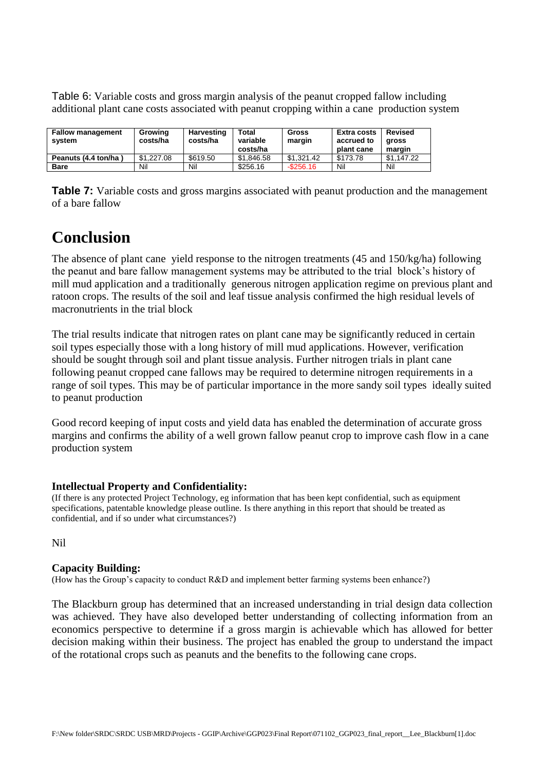Table 6: Variable costs and gross margin analysis of the peanut cropped fallow including additional plant cane costs associated with peanut cropping within a cane production system

| Fallow management system | Growing costs/ha | Harvesting costs/ha | Total variable costs/ha | Gross margin | Extra costs accrued to plant cane | Revised gross margin |
|---|---|---|---|---|---|---|
| Peanuts (4.4 ton/ha ) | $1,227.08 | $619.50 | $1,846.58 | $1,321.42 | $173.78 | $1,147.22 |
| Bare | Nil | Nil | $256.16 | -$256.16 | Nil | Nil |

**Table 7:** Variable costs and gross margins associated with peanut production and the management of a bare fallow

# Conclusion

The absence of plant cane yield response to the nitrogen treatments (45 and 150/kg/ha) following the peanut and bare fallow management systems may be attributed to the trial block's history of mill mud application and a traditionally generous nitrogen application regime on previous plant and ratoon crops. The results of the soil and leaf tissue analysis confirmed the high residual levels of macronutrients in the trial block

The trial results indicate that nitrogen rates on plant cane may be significantly reduced in certain soil types especially those with a long history of mill mud applications. However, verification should be sought through soil and plant tissue analysis. Further nitrogen trials in plant cane following peanut cropped cane fallows may be required to determine nitrogen requirements in a range of soil types. This may be of particular importance in the more sandy soil types ideally suited to peanut production

Good record keeping of input costs and yield data has enabled the determination of accurate gross margins and confirms the ability of a well grown fallow peanut crop to improve cash flow in a cane production system

### Intellectual Property and Confidentiality:

(If there is any protected Project Technology, eg information that has been kept confidential, such as equipment specifications, patentable knowledge please outline. Is there anything in this report that should be treated as confidential, and if so under what circumstances?)

Nil

### Capacity Building:

(How has the Group's capacity to conduct R&D and implement better farming systems been enhance?)

The Blackburn group has determined that an increased understanding in trial design data collection was achieved. They have also developed better understanding of collecting information from an economics perspective to determine if a gross margin is achievable which has allowed for better decision making within their business. The project has enabled the group to understand the impact of the rotational crops such as peanuts and the benefits to the following cane crops.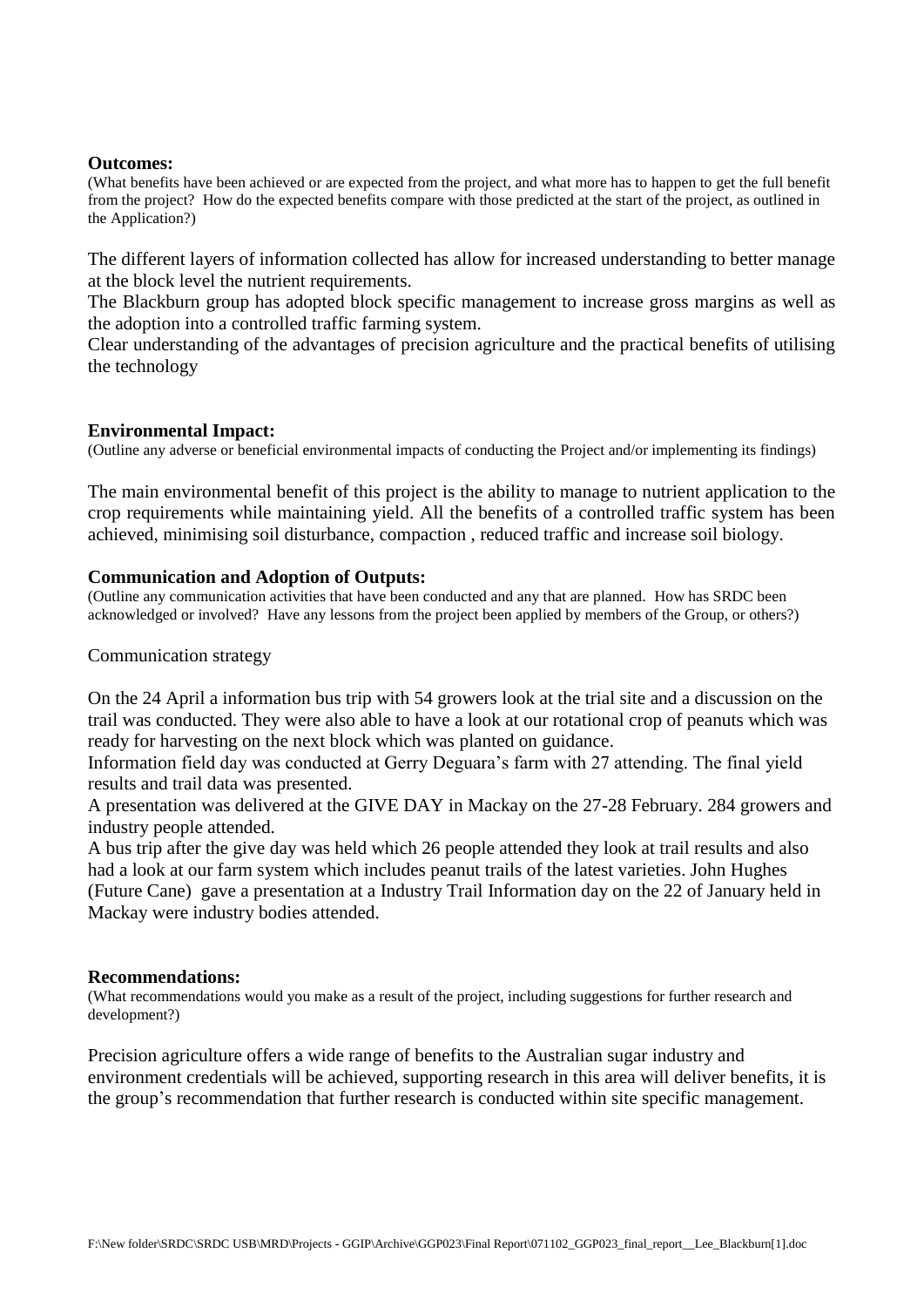**Outcomes:**

(What benefits have been achieved or are expected from the project, and what more has to happen to get the full benefit from the project? How do the expected benefits compare with those predicted at the start of the project, as outlined in the Application?)

The different layers of information collected has allow for increased understanding to better manage at the block level the nutrient requirements.

The Blackburn group has adopted block specific management to increase gross margins as well as the adoption into a controlled traffic farming system.

Clear understanding of the advantages of precision agriculture and the practical benefits of utilising the technology

**Environmental Impact:**

(Outline any adverse or beneficial environmental impacts of conducting the Project and/or implementing its findings)

The main environmental benefit of this project is the ability to manage to nutrient application to the crop requirements while maintaining yield. All the benefits of a controlled traffic system has been achieved, minimising soil disturbance, compaction , reduced traffic and increase soil biology.

**Communication and Adoption of Outputs:**

(Outline any communication activities that have been conducted and any that are planned. How has SRDC been acknowledged or involved? Have any lessons from the project been applied by members of the Group, or others?)

Communication strategy

On the 24 April a information bus trip with 54 growers look at the trial site and a discussion on the trail was conducted. They were also able to have a look at our rotational crop of peanuts which was ready for harvesting on the next block which was planted on guidance.

Information field day was conducted at Gerry Deguara's farm with 27 attending. The final yield results and trail data was presented.

A presentation was delivered at the GIVE DAY in Mackay on the 27-28 February. 284 growers and industry people attended.

A bus trip after the give day was held which 26 people attended they look at trail results and also had a look at our farm system which includes peanut trails of the latest varieties. John Hughes (Future Cane) gave a presentation at a Industry Trail Information day on the 22 of January held in Mackay were industry bodies attended.

**Recommendations:**

(What recommendations would you make as a result of the project, including suggestions for further research and development?)

Precision agriculture offers a wide range of benefits to the Australian sugar industry and environment credentials will be achieved, supporting research in this area will deliver benefits, it is the group's recommendation that further research is conducted within site specific management.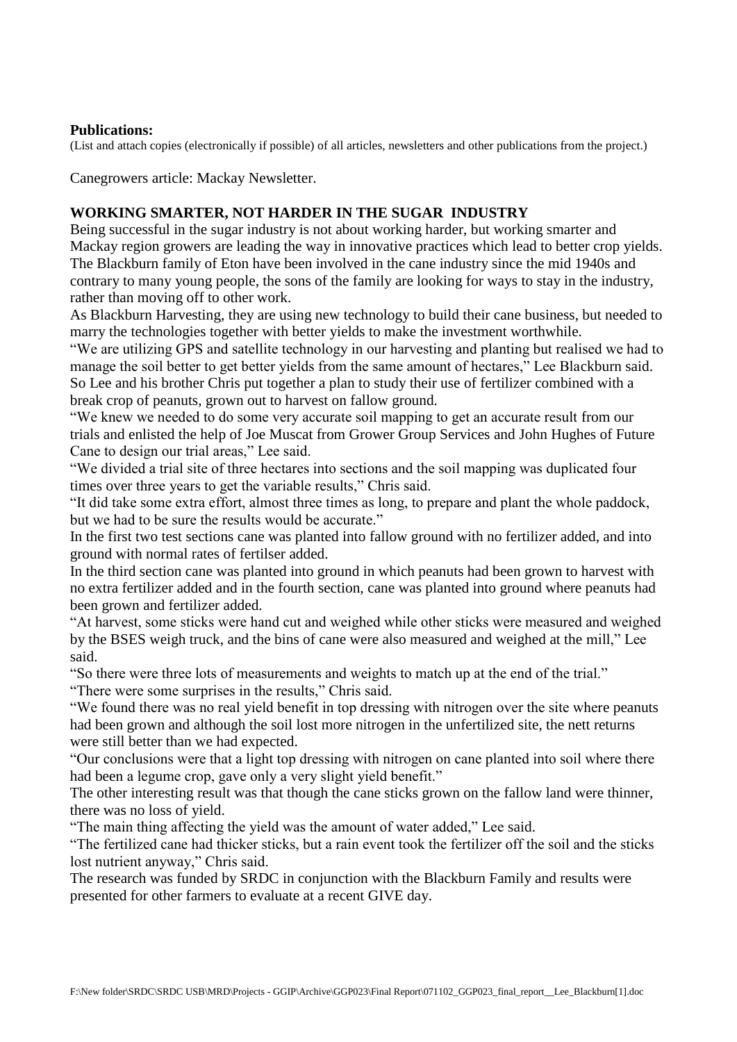**Publications:**

(List and attach copies (electronically if possible) of all articles, newsletters and other publications from the project.)

Canegrowers article: Mackay Newsletter.

**WORKING SMARTER, NOT HARDER IN THE SUGAR INDUSTRY**

Being successful in the sugar industry is not about working harder, but working smarter and Mackay region growers are leading the way in innovative practices which lead to better crop yields.

The Blackburn family of Eton have been involved in the cane industry since the mid 1940s and contrary to many young people, the sons of the family are looking for ways to stay in the industry, rather than moving off to other work.

As Blackburn Harvesting, they are using new technology to build their cane business, but needed to marry the technologies together with better yields to make the investment worthwhile.

"We are utilizing GPS and satellite technology in our harvesting and planting but realised we had to manage the soil better to get better yields from the same amount of hectares," Lee Blackburn said.

So Lee and his brother Chris put together a plan to study their use of fertilizer combined with a break crop of peanuts, grown out to harvest on fallow ground.

"We knew we needed to do some very accurate soil mapping to get an accurate result from our trials and enlisted the help of Joe Muscat from Grower Group Services and John Hughes of Future Cane to design our trial areas," Lee said.

"We divided a trial site of three hectares into sections and the soil mapping was duplicated four times over three years to get the variable results," Chris said.

"It did take some extra effort, almost three times as long, to prepare and plant the whole paddock, but we had to be sure the results would be accurate."

In the first two test sections cane was planted into fallow ground with no fertilizer added, and into ground with normal rates of fertilser added.

In the third section cane was planted into ground in which peanuts had been grown to harvest with no extra fertilizer added and in the fourth section, cane was planted into ground where peanuts had been grown and fertilizer added.

"At harvest, some sticks were hand cut and weighed while other sticks were measured and weighed by the BSES weigh truck, and the bins of cane were also measured and weighed at the mill," Lee said.

"So there were three lots of measurements and weights to match up at the end of the trial."

"There were some surprises in the results," Chris said.

"We found there was no real yield benefit in top dressing with nitrogen over the site where peanuts had been grown and although the soil lost more nitrogen in the unfertilized site, the nett returns were still better than we had expected.

"Our conclusions were that a light top dressing with nitrogen on cane planted into soil where there had been a legume crop, gave only a very slight yield benefit."

The other interesting result was that though the cane sticks grown on the fallow land were thinner, there was no loss of yield.

"The main thing affecting the yield was the amount of water added," Lee said.

"The fertilized cane had thicker sticks, but a rain event took the fertilizer off the soil and the sticks lost nutrient anyway," Chris said.

The research was funded by SRDC in conjunction with the Blackburn Family and results were presented for other farmers to evaluate at a recent GIVE day.